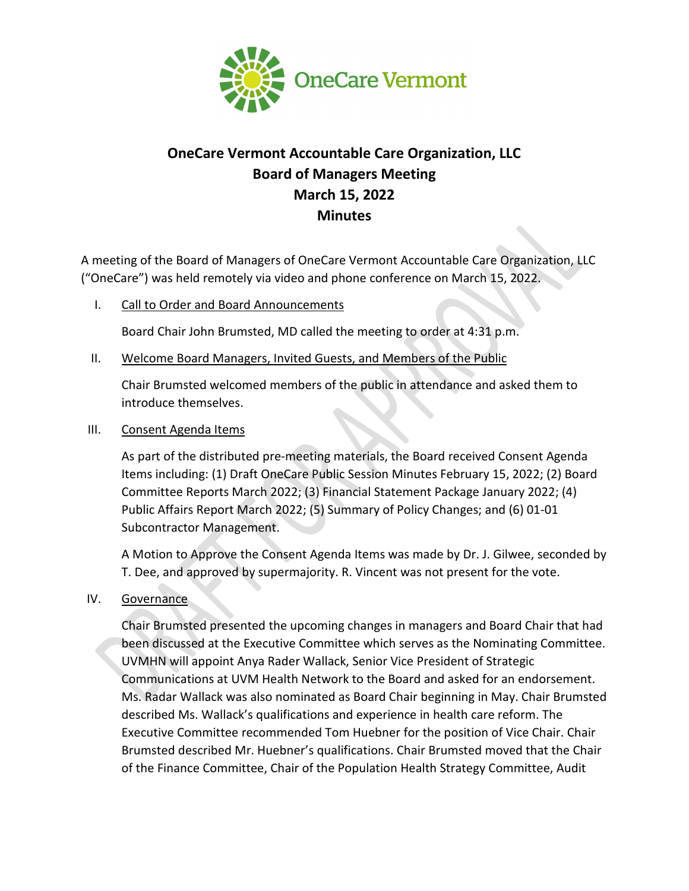# OneCare Vermont Accountable Care Organization, LLC
# Board of Managers Meeting
# March 15, 2022
# Minutes

A meeting of the Board of Managers of OneCare Vermont Accountable Care Organization, LLC ("OneCare") was held remotely via video and phone conference on March 15, 2022.

I. Call to Order and Board Announcements

Board Chair John Brumsted, MD called the meeting to order at 4:31 p.m.

II. Welcome Board Managers, Invited Guests, and Members of the Public

Chair Brumsted welcomed members of the public in attendance and asked them to introduce themselves.

III. Consent Agenda Items

As part of the distributed pre-meeting materials, the Board received Consent Agenda Items including: (1) Draft OneCare Public Session Minutes February 15, 2022; (2) Board Committee Reports March 2022; (3) Financial Statement Package January 2022; (4) Public Affairs Report March 2022; (5) Summary of Policy Changes; and (6) 01-01 Subcontractor Management.

A Motion to Approve the Consent Agenda Items was made by Dr. J. Gilwee, seconded by T. Dee, and approved by supermajority. R. Vincent was not present for the vote.

IV. Governance

Chair Brumsted presented the upcoming changes in managers and Board Chair that had been discussed at the Executive Committee which serves as the Nominating Committee. UVMHN will appoint Anya Rader Wallack, Senior Vice President of Strategic Communications at UVM Health Network to the Board and asked for an endorsement. Ms. Radar Wallack was also nominated as Board Chair beginning in May. Chair Brumsted described Ms. Wallack's qualifications and experience in health care reform. The Executive Committee recommended Tom Huebner for the position of Vice Chair. Chair Brumsted described Mr. Huebner's qualifications. Chair Brumsted moved that the Chair of the Finance Committee, Chair of the Population Health Strategy Committee, Audit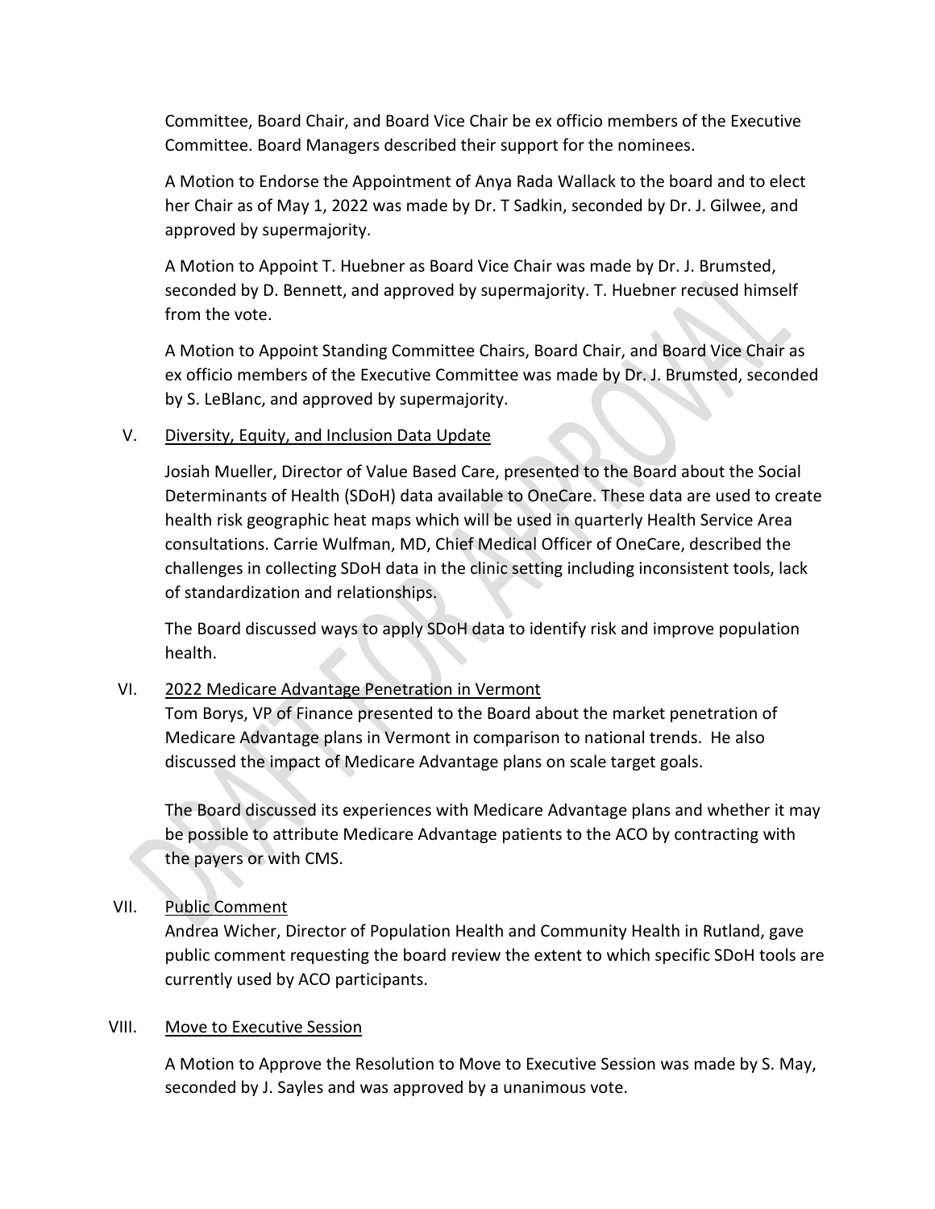Committee, Board Chair, and Board Vice Chair be ex officio members of the Executive Committee. Board Managers described their support for the nominees.

A Motion to Endorse the Appointment of Anya Rada Wallack to the board and to elect her Chair as of May 1, 2022 was made by Dr. T Sadkin, seconded by Dr. J. Gilwee, and approved by supermajority.

A Motion to Appoint T. Huebner as Board Vice Chair was made by Dr. J. Brumsted, seconded by D. Bennett, and approved by supermajority. T. Huebner recused himself from the vote.

A Motion to Appoint Standing Committee Chairs, Board Chair, and Board Vice Chair as ex officio members of the Executive Committee was made by Dr. J. Brumsted, seconded by S. LeBlanc, and approved by supermajority.

V. Diversity, Equity, and Inclusion Data Update

Josiah Mueller, Director of Value Based Care, presented to the Board about the Social Determinants of Health (SDoH) data available to OneCare. These data are used to create health risk geographic heat maps which will be used in quarterly Health Service Area consultations. Carrie Wulfman, MD, Chief Medical Officer of OneCare, described the challenges in collecting SDoH data in the clinic setting including inconsistent tools, lack of standardization and relationships.

The Board discussed ways to apply SDoH data to identify risk and improve population health.

VI. 2022 Medicare Advantage Penetration in Vermont

Tom Borys, VP of Finance presented to the Board about the market penetration of Medicare Advantage plans in Vermont in comparison to national trends. He also discussed the impact of Medicare Advantage plans on scale target goals.

The Board discussed its experiences with Medicare Advantage plans and whether it may be possible to attribute Medicare Advantage patients to the ACO by contracting with the payers or with CMS.

VII. Public Comment

Andrea Wicher, Director of Population Health and Community Health in Rutland, gave public comment requesting the board review the extent to which specific SDoH tools are currently used by ACO participants.

VIII. Move to Executive Session

A Motion to Approve the Resolution to Move to Executive Session was made by S. May, seconded by J. Sayles and was approved by a unanimous vote.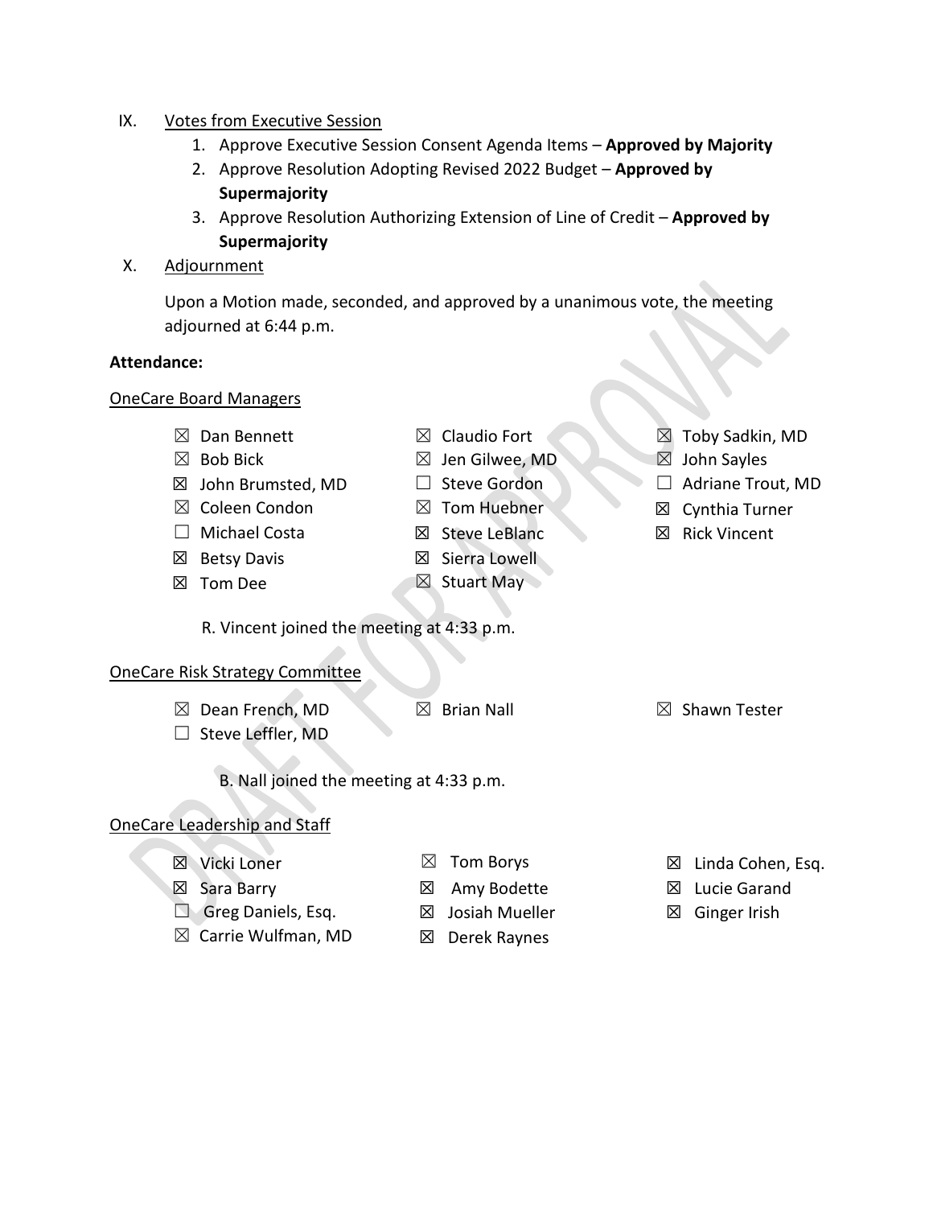IX. Votes from Executive Session

1. Approve Executive Session Consent Agenda Items – **Approved by Majority**
2. Approve Resolution Adopting Revised 2022 Budget – **Approved by Supermajority**
3. Approve Resolution Authorizing Extension of Line of Credit – **Approved by Supermajority**

X. Adjournment

Upon a Motion made, seconded, and approved by a unanimous vote, the meeting adjourned at 6:44 p.m.

**Attendance:**

OneCare Board Managers

- ☒ Dan Bennett
- ☒ Bob Bick
- ☒ John Brumsted, MD
- ☒ Coleen Condon
- ☐ Michael Costa
- ☒ Betsy Davis
- ☒ Tom Dee
- ☒ Claudio Fort
- ☒ Jen Gilwee, MD
- ☐ Steve Gordon
- ☒ Tom Huebner
- ☒ Steve LeBlanc
- ☒ Sierra Lowell
- ☒ Stuart May
- ☒ Toby Sadkin, MD
- ☒ John Sayles
- ☐ Adriane Trout, MD
- ☒ Cynthia Turner
- ☒ Rick Vincent

R. Vincent joined the meeting at 4:33 p.m.

OneCare Risk Strategy Committee

- ☒ Dean French, MD
- ☐ Steve Leffler, MD
- ☒ Brian Nall
- ☒ Shawn Tester

B. Nall joined the meeting at 4:33 p.m.

OneCare Leadership and Staff

- ☒ Vicki Loner
- ☒ Sara Barry
- ☐ Greg Daniels, Esq.
- ☒ Carrie Wulfman, MD
- ☒ Tom Borys
- ☒ Amy Bodette
- ☒ Josiah Mueller
- ☒ Derek Raynes
- ☒ Linda Cohen, Esq.
- ☒ Lucie Garand
- ☒ Ginger Irish